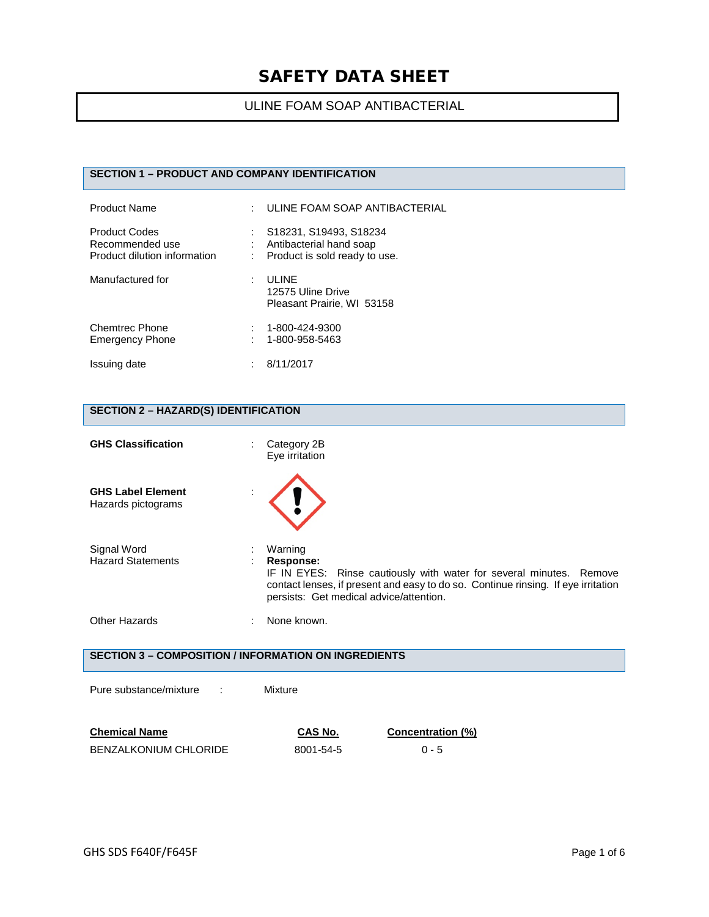# SAFETY DATA SHEET

ULINE FOAM SOAP ANTIBACTERIAL

## SECTION 1 – PRODUCT AND COMPANY IDENTIFICATION

| | | |
|---|---|---|
| Product Name | : | ULINE FOAM SOAP ANTIBACTERIAL |
| Product Codes | : | S18231, S19493, S18234 |
| Recommended use | : | Antibacterial hand soap |
| Product dilution information | : | Product is sold ready to use. |
| Manufactured for | : | ULINE<br>12575 Uline Drive<br>Pleasant Prairie, WI 53158 |
| Chemtrec Phone | : | 1-800-424-9300 |
| Emergency Phone | : | 1-800-958-5463 |
| Issuing date | : | 8/11/2017 |

## SECTION 2 – HAZARD(S) IDENTIFICATION

| | | |
|---|---|---|
| **GHS Classification** | : | Category 2B<br>Eye irritation |
| **GHS Label Element**<br>Hazards pictograms | : | (Exclamation mark pictogram) |
| Signal Word | : | Warning |
| Hazard Statements | : | **Response:**<br>IF IN EYES: Rinse cautiously with water for several minutes. Remove contact lenses, if present and easy to do so. Continue rinsing. If eye irritation persists: Get medical advice/attention. |
| Other Hazards | : | None known. |

## SECTION 3 – COMPOSITION / INFORMATION ON INGREDIENTS

Pure substance/mixture : Mixture

| Chemical Name | CAS No. | Concentration (%) |
|---|---|---|
| BENZALKONIUM CHLORIDE | 8001-54-5 | 0 - 5 |

GHS SDS F640F/F645F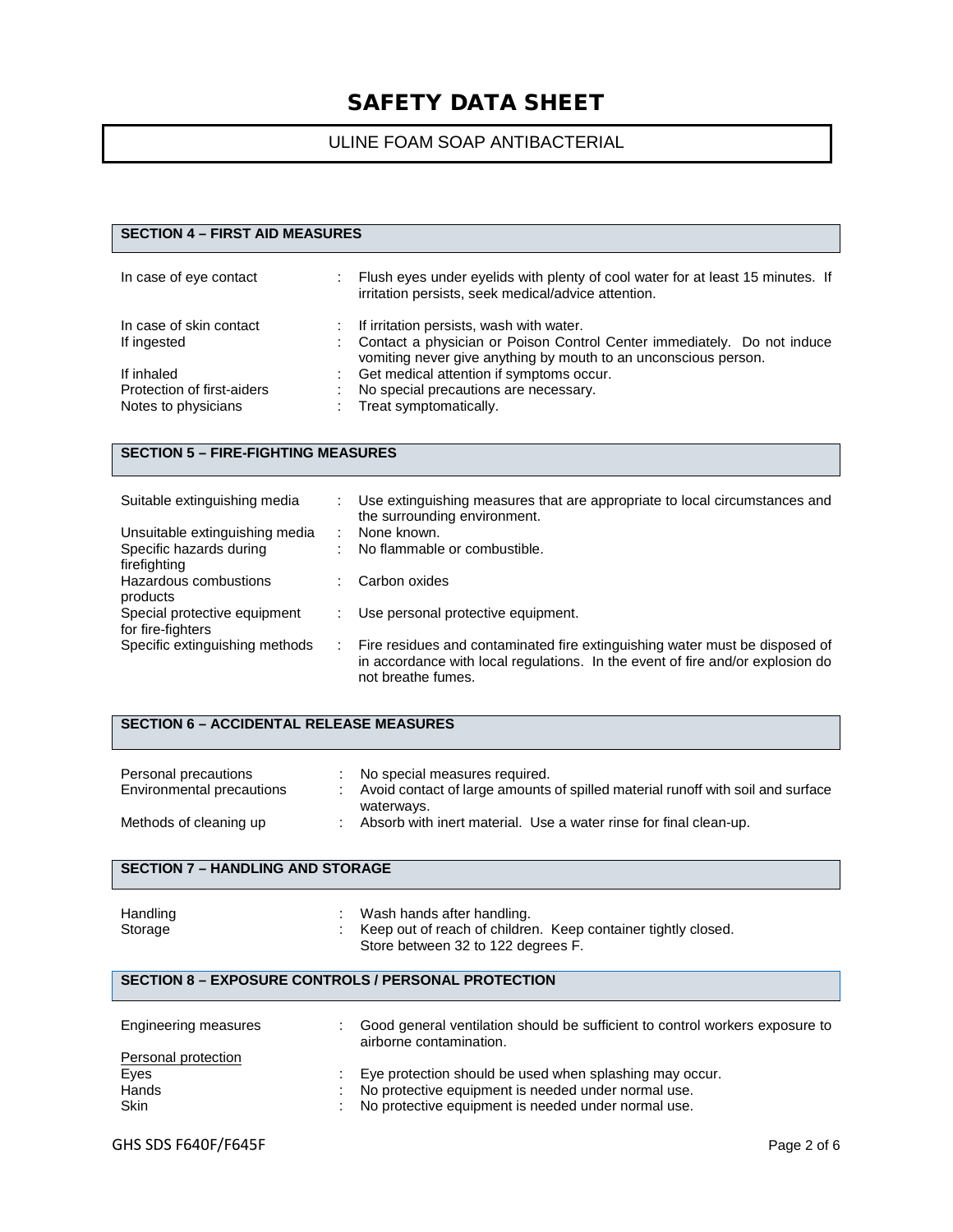# SAFETY DATA SHEET

ULINE FOAM SOAP ANTIBACTERIAL

## SECTION 4 – FIRST AID MEASURES

| | |
|---|---|
| In case of eye contact | : Flush eyes under eyelids with plenty of cool water for at least 15 minutes. If irritation persists, seek medical/advice attention. |
| In case of skin contact | : If irritation persists, wash with water. |
| If ingested | : Contact a physician or Poison Control Center immediately. Do not induce vomiting never give anything by mouth to an unconscious person. |
| If inhaled | : Get medical attention if symptoms occur. |
| Protection of first-aiders | : No special precautions are necessary. |
| Notes to physicians | : Treat symptomatically. |

## SECTION 5 – FIRE-FIGHTING MEASURES

| | |
|---|---|
| Suitable extinguishing media | : Use extinguishing measures that are appropriate to local circumstances and the surrounding environment. |
| Unsuitable extinguishing media | : None known. |
| Specific hazards during firefighting | : No flammable or combustible. |
| Hazardous combustions products | : Carbon oxides |
| Special protective equipment for fire-fighters | : Use personal protective equipment. |
| Specific extinguishing methods | : Fire residues and contaminated fire extinguishing water must be disposed of in accordance with local regulations. In the event of fire and/or explosion do not breathe fumes. |

## SECTION 6 – ACCIDENTAL RELEASE MEASURES

| | |
|---|---|
| Personal precautions | : No special measures required. |
| Environmental precautions | : Avoid contact of large amounts of spilled material runoff with soil and surface waterways. |
| Methods of cleaning up | : Absorb with inert material. Use a water rinse for final clean-up. |

## SECTION 7 – HANDLING AND STORAGE

| | |
|---|---|
| Handling | : Wash hands after handling. |
| Storage | : Keep out of reach of children. Keep container tightly closed. Store between 32 to 122 degrees F. |

## SECTION 8 – EXPOSURE CONTROLS / PERSONAL PROTECTION

| | |
|---|---|
| Engineering measures | : Good general ventilation should be sufficient to control workers exposure to airborne contamination. |

Personal protection

| | |
|---|---|
| Eyes | : Eye protection should be used when splashing may occur. |
| Hands | : No protective equipment is needed under normal use. |
| Skin | : No protective equipment is needed under normal use. |

GHS SDS F640F/F645F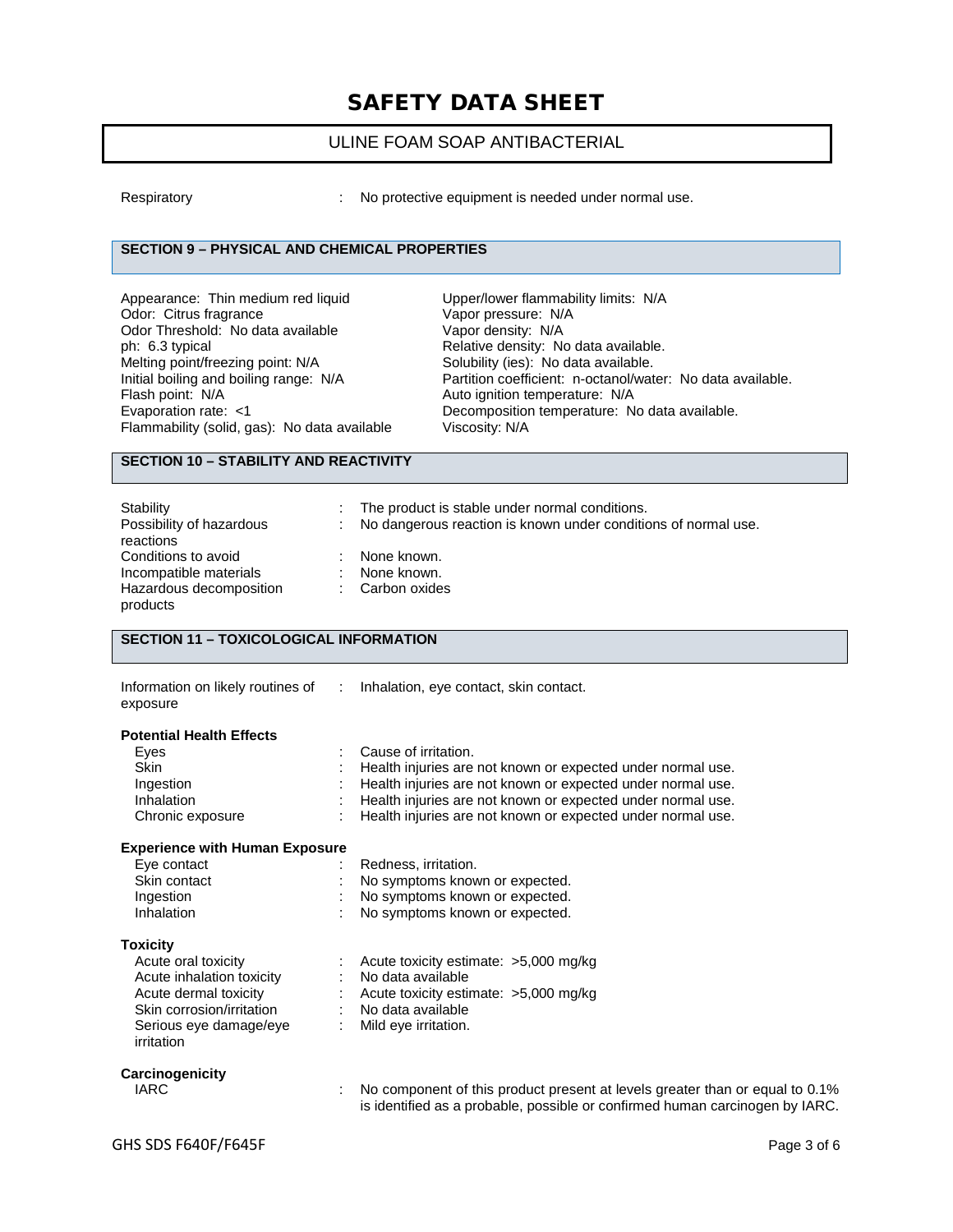Respiratory : No protective equipment is needed under normal use.

## SECTION 9 – PHYSICAL AND CHEMICAL PROPERTIES

Appearance: Thin medium red liquid
Odor: Citrus fragrance
Odor Threshold: No data available
ph: 6.3 typical
Melting point/freezing point: N/A
Initial boiling and boiling range: N/A
Flash point: N/A
Evaporation rate: <1
Flammability (solid, gas): No data available
Upper/lower flammability limits: N/A
Vapor pressure: N/A
Vapor density: N/A
Relative density: No data available.
Solubility (ies): No data available.
Partition coefficient: n-octanol/water: No data available.
Auto ignition temperature: N/A
Decomposition temperature: No data available.
Viscosity: N/A

## SECTION 10 – STABILITY AND REACTIVITY

| | |
|---|---|
| Stability | The product is stable under normal conditions. |
| Possibility of hazardous reactions | No dangerous reaction is known under conditions of normal use. |
| Conditions to avoid | None known. |
| Incompatible materials | None known. |
| Hazardous decomposition products | Carbon oxides |

## SECTION 11 – TOXICOLOGICAL INFORMATION

Information on likely routines of exposure : Inhalation, eye contact, skin contact.

**Potential Health Effects**

| | |
|---|---|
| Eyes | Cause of irritation. |
| Skin | Health injuries are not known or expected under normal use. |
| Ingestion | Health injuries are not known or expected under normal use. |
| Inhalation | Health injuries are not known or expected under normal use. |
| Chronic exposure | Health injuries are not known or expected under normal use. |

**Experience with Human Exposure**

| | |
|---|---|
| Eye contact | Redness, irritation. |
| Skin contact | No symptoms known or expected. |
| Ingestion | No symptoms known or expected. |
| Inhalation | No symptoms known or expected. |

**Toxicity**

| | |
|---|---|
| Acute oral toxicity | Acute toxicity estimate: >5,000 mg/kg |
| Acute inhalation toxicity | No data available |
| Acute dermal toxicity | Acute toxicity estimate: >5,000 mg/kg |
| Skin corrosion/irritation | No data available |
| Serious eye damage/eye irritation | Mild eye irritation. |

**Carcinogenicity**

IARC : No component of this product present at levels greater than or equal to 0.1% is identified as a probable, possible or confirmed human carcinogen by IARC.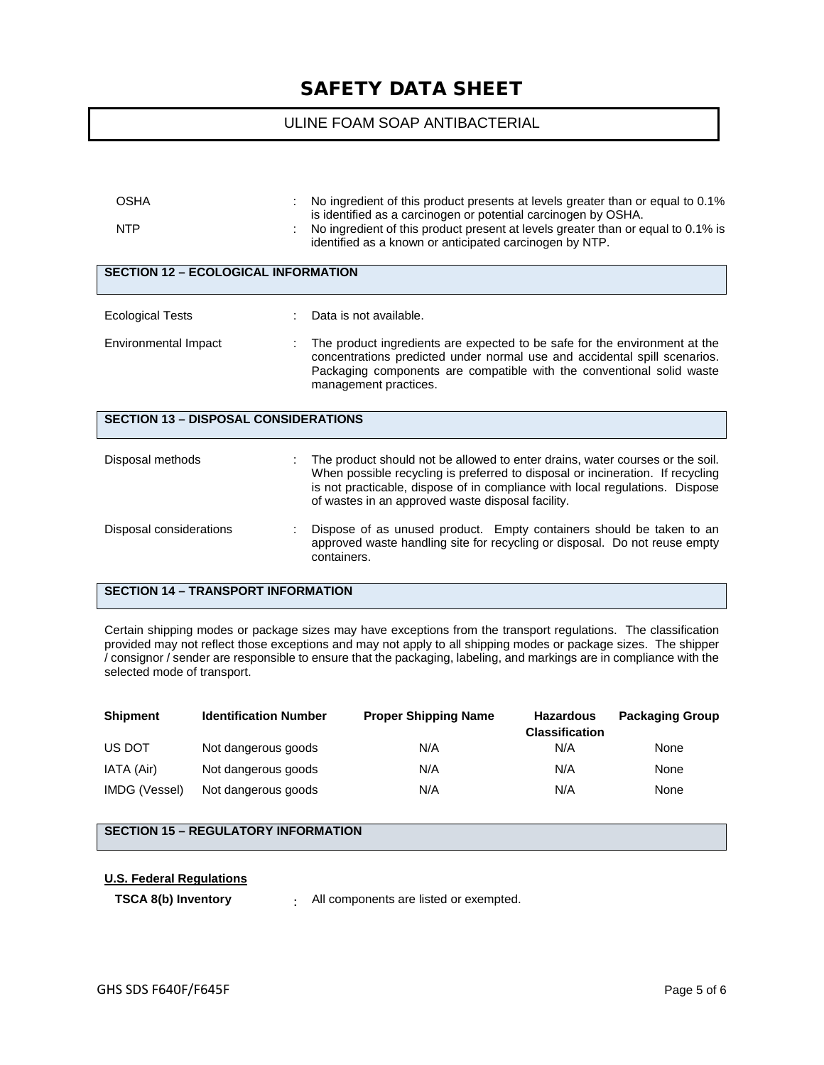| | | |
|---|---|---|
| OSHA | : | No ingredient of this product presents at levels greater than or equal to 0.1% is identified as a carcinogen or potential carcinogen by OSHA. |
| NTP | : | No ingredient of this product present at levels greater than or equal to 0.1% is identified as a known or anticipated carcinogen by NTP. |

## SECTION 12 – ECOLOGICAL INFORMATION

| | | |
|---|---|---|
| Ecological Tests | : | Data is not available. |
| Environmental Impact | : | The product ingredients are expected to be safe for the environment at the concentrations predicted under normal use and accidental spill scenarios. Packaging components are compatible with the conventional solid waste management practices. |

## SECTION 13 – DISPOSAL CONSIDERATIONS

| | | |
|---|---|---|
| Disposal methods | : | The product should not be allowed to enter drains, water courses or the soil. When possible recycling is preferred to disposal or incineration. If recycling is not practicable, dispose of in compliance with local regulations. Dispose of wastes in an approved waste disposal facility. |
| Disposal considerations | : | Dispose of as unused product. Empty containers should be taken to an approved waste handling site for recycling or disposal. Do not reuse empty containers. |

## SECTION 14 – TRANSPORT INFORMATION

Certain shipping modes or package sizes may have exceptions from the transport regulations. The classification provided may not reflect those exceptions and may not apply to all shipping modes or package sizes. The shipper / consignor / sender are responsible to ensure that the packaging, labeling, and markings are in compliance with the selected mode of transport.

| Shipment | Identification Number | Proper Shipping Name | Hazardous Classification | Packaging Group |
|---|---|---|---|---|
| US DOT | Not dangerous goods | N/A | N/A | None |
| IATA (Air) | Not dangerous goods | N/A | N/A | None |
| IMDG (Vessel) | Not dangerous goods | N/A | N/A | None |

## SECTION 15 – REGULATORY INFORMATION

**U.S. Federal Regulations**

**TSCA 8(b) Inventory** : All components are listed or exempted.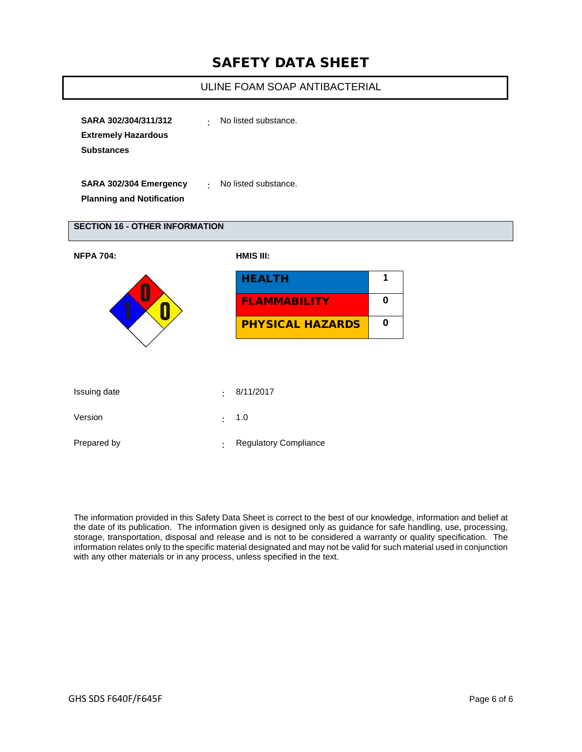**SARA 302/304/311/312 Extremely Hazardous Substances** : No listed substance.

**SARA 302/304 Emergency Planning and Notification** : No listed substance.

## SECTION 16 - OTHER INFORMATION

**NFPA 704:**

| Category | Rating |
|---|---|
| Health (blue) | 1 |
| Flammability (red) | 0 |
| Instability (yellow) | 0 |

**HMIS III:**

| HMIS III | Rating |
|---|---|
| HEALTH | 1 |
| FLAMMABILITY | 0 |
| PHYSICAL HAZARDS | 0 |

Issuing date : 8/11/2017

Version : 1.0

Prepared by : Regulatory Compliance

The information provided in this Safety Data Sheet is correct to the best of our knowledge, information and belief at the date of its publication. The information given is designed only as guidance for safe handling, use, processing, storage, transportation, disposal and release and is not to be considered a warranty or quality specification. The information relates only to the specific material designated and may not be valid for such material used in conjunction with any other materials or in any process, unless specified in the text.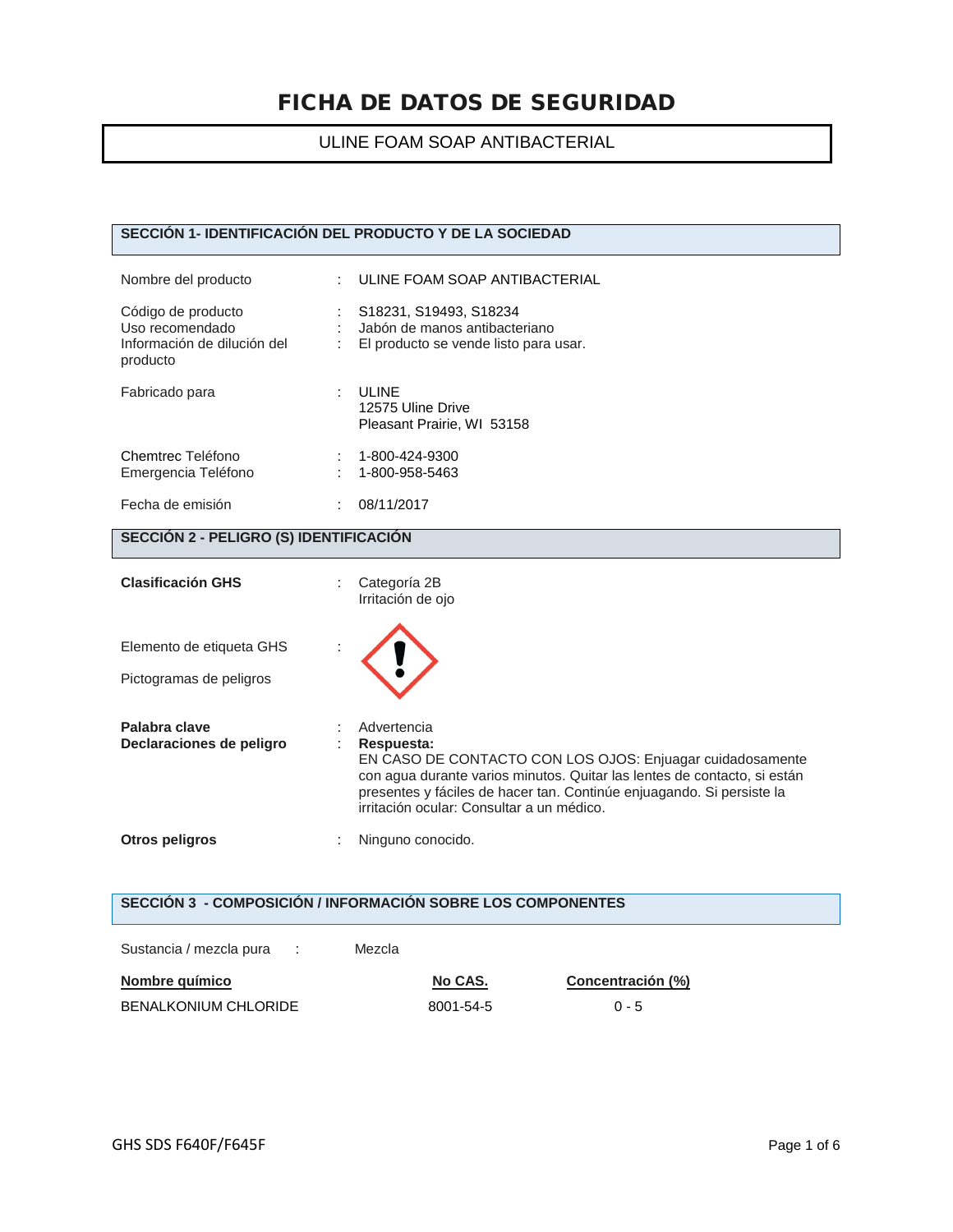# FICHA DE DATOS DE SEGURIDAD

ULINE FOAM SOAP ANTIBACTERIAL

## SECCIÓN 1- IDENTIFICACIÓN DEL PRODUCTO Y DE LA SOCIEDAD

| | | |
|---|---|---|
| Nombre del producto | : | ULINE FOAM SOAP ANTIBACTERIAL |
| Código de producto | : | S18231, S19493, S18234 |
| Uso recomendado | : | Jabón de manos antibacteriano |
| Información de dilución del producto | : | El producto se vende listo para usar. |
| Fabricado para | : | ULINE<br>12575 Uline Drive<br>Pleasant Prairie, WI 53158 |
| Chemtrec Teléfono | : | 1-800-424-9300 |
| Emergencia Teléfono | : | 1-800-958-5463 |
| Fecha de emisión | : | 08/11/2017 |

## SECCIÓN 2 - PELIGRO (S) IDENTIFICACIÓN

| | | |
|---|---|---|
| **Clasificación GHS** | : | Categoría 2B<br>Irritación de ojo |
| Elemento de etiqueta GHS<br>Pictogramas de peligros | : | |
| **Palabra clave** | : | Advertencia |
| **Declaraciones de peligro** | : | **Respuesta:**<br>EN CASO DE CONTACTO CON LOS OJOS: Enjuagar cuidadosamente con agua durante varios minutos. Quitar las lentes de contacto, si están presentes y fáciles de hacer tan. Continúe enjuagando. Si persiste la irritación ocular: Consultar a un médico. |
| **Otros peligros** | : | Ninguno conocido. |

## SECCIÓN 3 - COMPOSICIÓN / INFORMACIÓN SOBRE LOS COMPONENTES

Sustancia / mezcla pura : Mezcla

| Nombre químico | No CAS. | Concentración (%) |
|---|---|---|
| BENALKONIUM CHLORIDE | 8001-54-5 | 0 - 5 |

GHS SDS F640F/F645F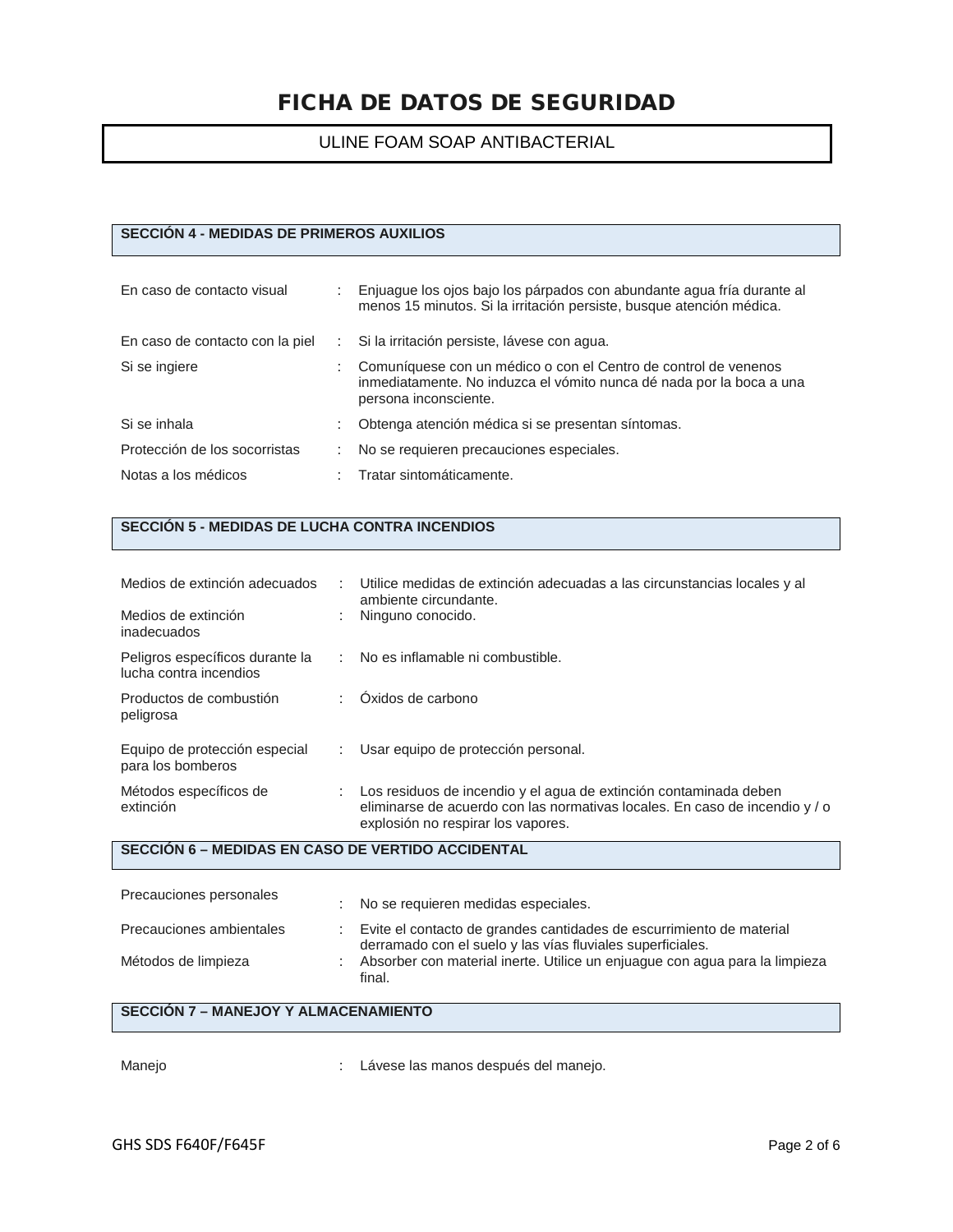# FICHA DE DATOS DE SEGURIDAD

ULINE FOAM SOAP ANTIBACTERIAL

## SECCIÓN 4 - MEDIDAS DE PRIMEROS AUXILIOS

| | | |
|---|---|---|
| En caso de contacto visual | : | Enjuague los ojos bajo los párpados con abundante agua fría durante al menos 15 minutos. Si la irritación persiste, busque atención médica. |
| En caso de contacto con la piel | : | Si la irritación persiste, lávese con agua. |
| Si se ingiere | : | Comuníquese con un médico o con el Centro de control de venenos inmediatamente. No induzca el vómito nunca dé nada por la boca a una persona inconsciente. |
| Si se inhala | : | Obtenga atención médica si se presentan síntomas. |
| Protección de los socorristas | : | No se requieren precauciones especiales. |
| Notas a los médicos | : | Tratar sintomáticamente. |

## SECCIÓN 5 - MEDIDAS DE LUCHA CONTRA INCENDIOS

| | | |
|---|---|---|
| Medios de extinción adecuados | : | Utilice medidas de extinción adecuadas a las circunstancias locales y al ambiente circundante. |
| Medios de extinción inadecuados | : | Ninguno conocido. |
| Peligros específicos durante la lucha contra incendios | : | No es inflamable ni combustible. |
| Productos de combustión peligrosa | : | Óxidos de carbono |
| Equipo de protección especial para los bomberos | : | Usar equipo de protección personal. |
| Métodos específicos de extinción | : | Los residuos de incendio y el agua de extinción contaminada deben eliminarse de acuerdo con las normativas locales. En caso de incendio y / o explosión no respirar los vapores. |

## SECCIÓN 6 – MEDIDAS EN CASO DE VERTIDO ACCIDENTAL

| | | |
|---|---|---|
| Precauciones personales | : | No se requieren medidas especiales. |
| Precauciones ambientales | : | Evite el contacto de grandes cantidades de escurrimiento de material derramado con el suelo y las vías fluviales superficiales. |
| Métodos de limpieza | : | Absorber con material inerte. Utilice un enjuague con agua para la limpieza final. |

## SECCIÓN 7 – MANEJOY Y ALMACENAMIENTO

| | | |
|---|---|---|
| Manejo | : | Lávese las manos después del manejo. |

GHS SDS F640F/F645F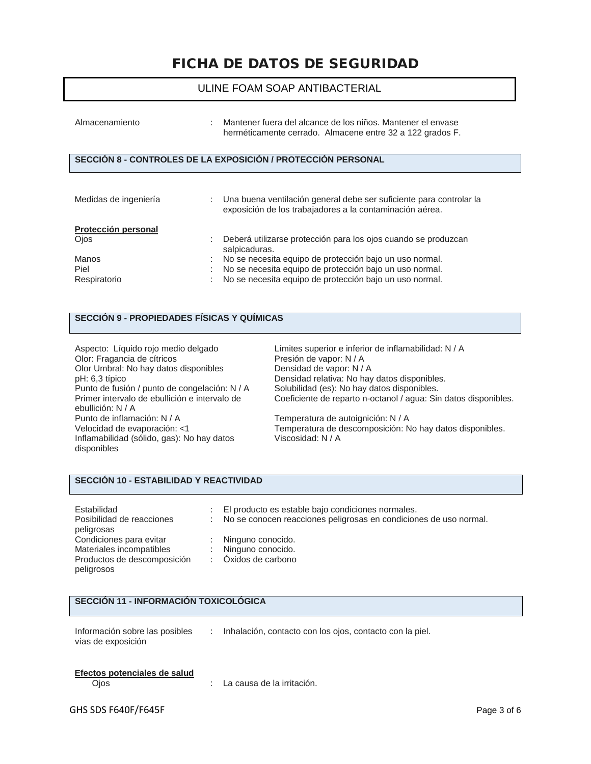# FICHA DE DATOS DE SEGURIDAD

ULINE FOAM SOAP ANTIBACTERIAL

Almacenamiento : Mantener fuera del alcance de los niños. Mantener el envase herméticamente cerrado. Almacene entre 32 a 122 grados F.

## SECCIÓN 8 - CONTROLES DE LA EXPOSICIÓN / PROTECCIÓN PERSONAL

Medidas de ingeniería : Una buena ventilación general debe ser suficiente para controlar la exposición de los trabajadores a la contaminación aérea.

**Protección personal**

Ojos : Deberá utilizarse protección para los ojos cuando se produzcan salpicaduras.

Manos : No se necesita equipo de protección bajo un uso normal.

Piel : No se necesita equipo de protección bajo un uso normal.

Respiratorio : No se necesita equipo de protección bajo un uso normal.

## SECCIÓN 9 - PROPIEDADES FÍSICAS Y QUÍMICAS

Aspecto: Líquido rojo medio delgado
Olor: Fragancia de cítricos
Olor Umbral: No hay datos disponibles
pH: 6,3 típico
Punto de fusión / punto de congelación: N / A
Primer intervalo de ebullición e intervalo de ebullición: N / A
Punto de inflamación: N / A
Velocidad de evaporación: <1
Inflamabilidad (sólido, gas): No hay datos disponibles

Límites superior e inferior de inflamabilidad: N / A
Presión de vapor: N / A
Densidad de vapor: N / A
Densidad relativa: No hay datos disponibles.
Solubilidad (es): No hay datos disponibles.
Coeficiente de reparto n-octanol / agua: Sin datos disponibles.

Temperatura de autoignición: N / A
Temperatura de descomposición: No hay datos disponibles.
Viscosidad: N / A

## SECCIÓN 10 - ESTABILIDAD Y REACTIVIDAD

Estabilidad : El producto es estable bajo condiciones normales.

Posibilidad de reacciones peligrosas : No se conocen reacciones peligrosas en condiciones de uso normal.

Condiciones para evitar : Ninguno conocido.

Materiales incompatibles : Ninguno conocido.

Productos de descomposición peligrosos : Óxidos de carbono

## SECCIÓN 11 - INFORMACIÓN TOXICOLÓGICA

Información sobre las posibles vías de exposición : Inhalación, contacto con los ojos, contacto con la piel.

**Efectos potenciales de salud**

Ojos : La causa de la irritación.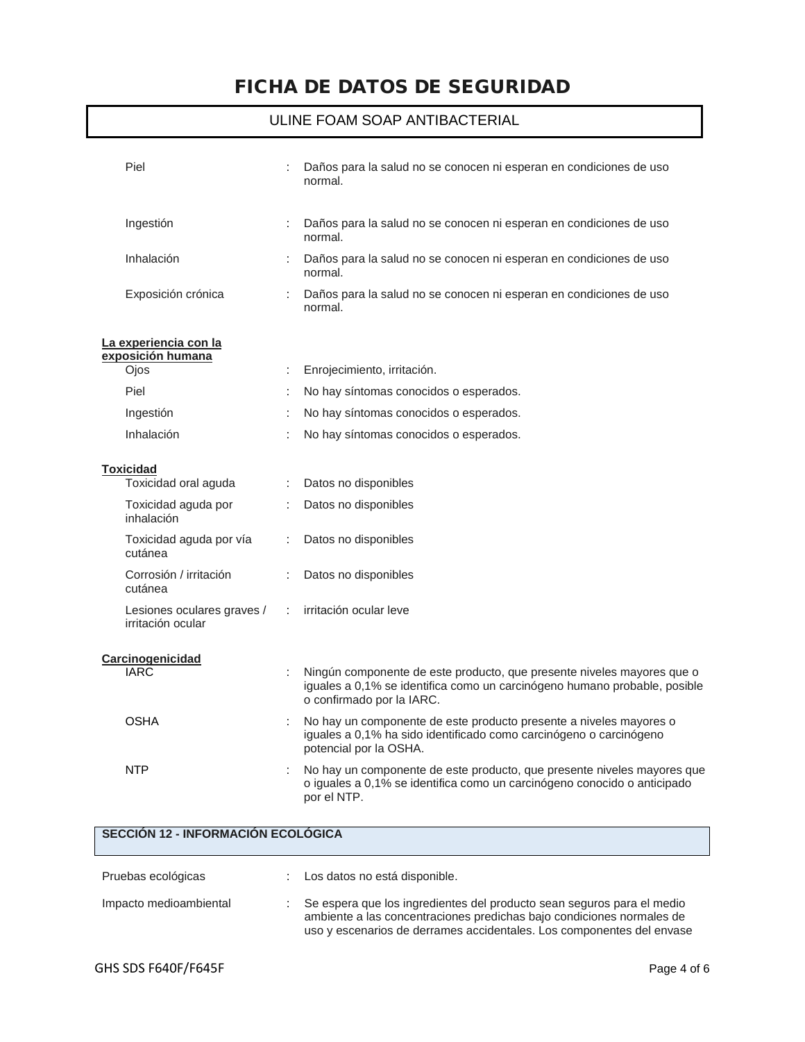| | | |
|---|---|---|
| Piel | : | Daños para la salud no se conocen ni esperan en condiciones de uso normal. |
| Ingestión | : | Daños para la salud no se conocen ni esperan en condiciones de uso normal. |
| Inhalación | : | Daños para la salud no se conocen ni esperan en condiciones de uso normal. |
| Exposición crónica | : | Daños para la salud no se conocen ni esperan en condiciones de uso normal. |

**La experiencia con la exposición humana**

| | | |
|---|---|---|
| Ojos | : | Enrojecimiento, irritación. |
| Piel | : | No hay síntomas conocidos o esperados. |
| Ingestión | : | No hay síntomas conocidos o esperados. |
| Inhalación | : | No hay síntomas conocidos o esperados. |

**Toxicidad**

| | | |
|---|---|---|
| Toxicidad oral aguda | : | Datos no disponibles |
| Toxicidad aguda por inhalación | : | Datos no disponibles |
| Toxicidad aguda por vía cutánea | : | Datos no disponibles |
| Corrosión / irritación cutánea | : | Datos no disponibles |
| Lesiones oculares graves / irritación ocular | : | irritación ocular leve |

**Carcinogenicidad**

| | | |
|---|---|---|
| IARC | : | Ningún componente de este producto, que presente niveles mayores que o iguales a 0,1% se identifica como un carcinógeno humano probable, posible o confirmado por la IARC. |
| OSHA | : | No hay un componente de este producto presente a niveles mayores o iguales a 0,1% ha sido identificado como carcinógeno o carcinógeno potencial por la OSHA. |
| NTP | : | No hay un componente de este producto, que presente niveles mayores que o iguales a 0,1% se identifica como un carcinógeno conocido o anticipado por el NTP. |

## SECCIÓN 12 - INFORMACIÓN ECOLÓGICA

| | | |
|---|---|---|
| Pruebas ecológicas | : | Los datos no está disponible. |
| Impacto medioambiental | : | Se espera que los ingredientes del producto sean seguros para el medio ambiente a las concentraciones predichas bajo condiciones normales de uso y escenarios de derrames accidentales. Los componentes del envase |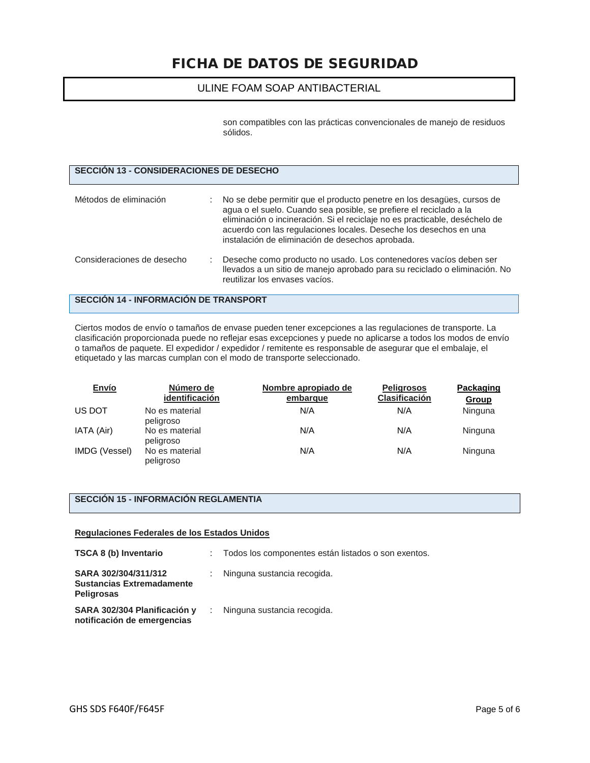son compatibles con las prácticas convencionales de manejo de residuos sólidos.

## SECCIÓN 13 - CONSIDERACIONES DE DESECHO

Métodos de eliminación : No se debe permitir que el producto penetre en los desagües, cursos de agua o el suelo. Cuando sea posible, se prefiere el reciclado a la eliminación o incineración. Si el reciclaje no es practicable, deséchelo de acuerdo con las regulaciones locales. Deseche los desechos en una instalación de eliminación de desechos aprobada.

Consideraciones de desecho : Deseche como producto no usado. Los contenedores vacíos deben ser llevados a un sitio de manejo aprobado para su reciclado o eliminación. No reutilizar los envases vacíos.

## SECCIÓN 14 - INFORMACIÓN DE TRANSPORT

Ciertos modos de envío o tamaños de envase pueden tener excepciones a las regulaciones de transporte. La clasificación proporcionada puede no reflejar esas excepciones y puede no aplicarse a todos los modos de envío o tamaños de paquete. El expedidor / expedidor / remitente es responsable de asegurar que el embalaje, el etiquetado y las marcas cumplan con el modo de transporte seleccionado.

| Envío | Número de identificación | Nombre apropiado de embarque | Peligrosos Clasificación | Packaging Group |
|---|---|---|---|---|
| US DOT | No es material peligroso | N/A | N/A | Ninguna |
| IATA (Air) | No es material peligroso | N/A | N/A | Ninguna |
| IMDG (Vessel) | No es material peligroso | N/A | N/A | Ninguna |

## SECCIÓN 15 - INFORMACIÓN REGLAMENTIA

**Regulaciones Federales de los Estados Unidos**

**TSCA 8 (b) Inventario** : Todos los componentes están listados o son exentos.

**SARA 302/304/311/312 Sustancias Extremadamente Peligrosas** : Ninguna sustancia recogida.

**SARA 302/304 Planificación y notificación de emergencias** : Ninguna sustancia recogida.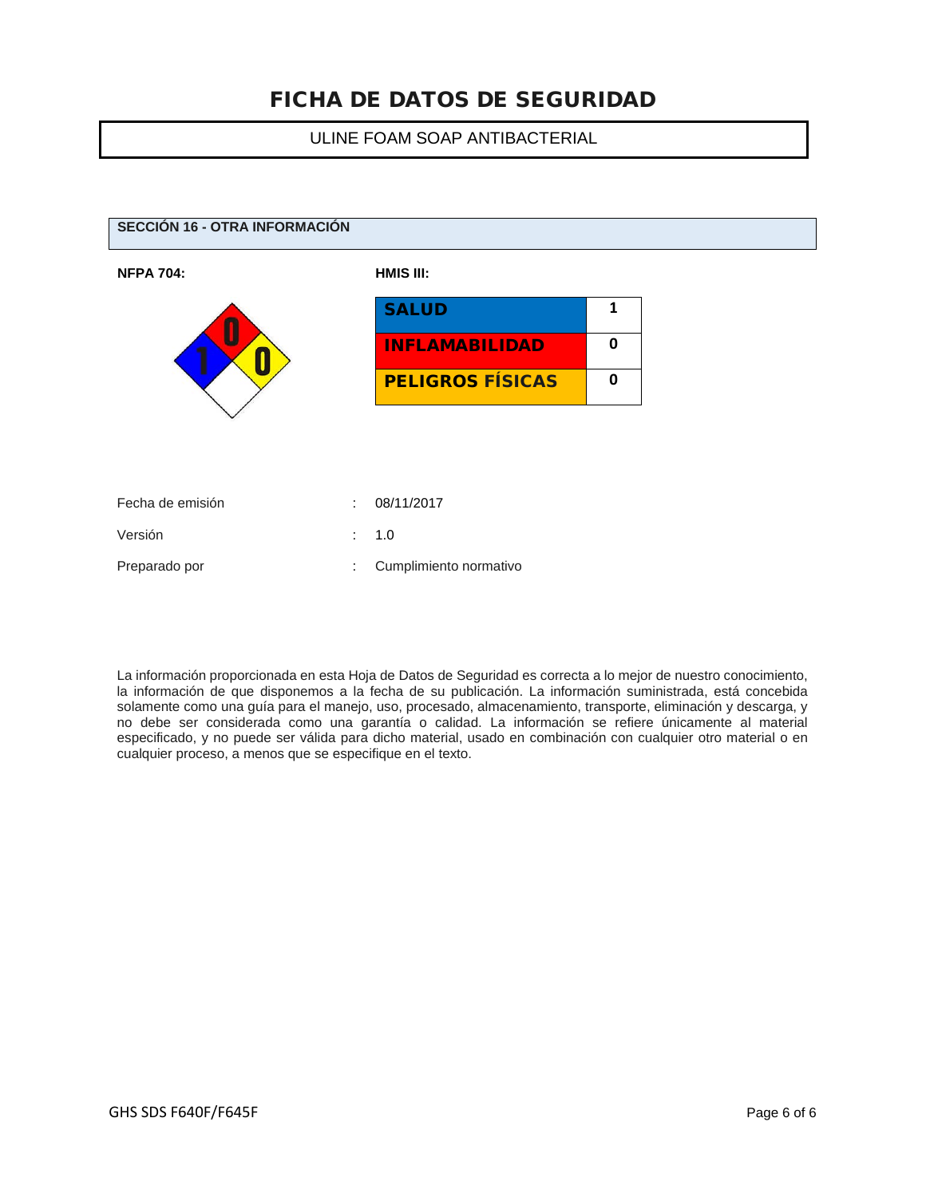# FICHA DE DATOS DE SEGURIDAD

ULINE FOAM SOAP ANTIBACTERIAL

## SECCIÓN 16 - OTRA INFORMACIÓN

**NFPA 704:**

0
1
0

**HMIS III:**

| | |
|---|---|
| **SALUD** | **1** |
| **INFLAMABILIDAD** | **0** |
| **PELIGROS FÍSICAS** | **0** |

| | | |
|---|---|---|
| Fecha de emisión | : | 08/11/2017 |
| Versión | : | 1.0 |
| Preparado por | : | Cumplimiento normativo |

La información proporcionada en esta Hoja de Datos de Seguridad es correcta a lo mejor de nuestro conocimiento, la información de que disponemos a la fecha de su publicación. La información suministrada, está concebida solamente como una guía para el manejo, uso, procesado, almacenamiento, transporte, eliminación y descarga, y no debe ser considerada como una garantía o calidad. La información se refiere únicamente al material especificado, y no puede ser válida para dicho material, usado en combinación con cualquier otro material o en cualquier proceso, a menos que se especifique en el texto.